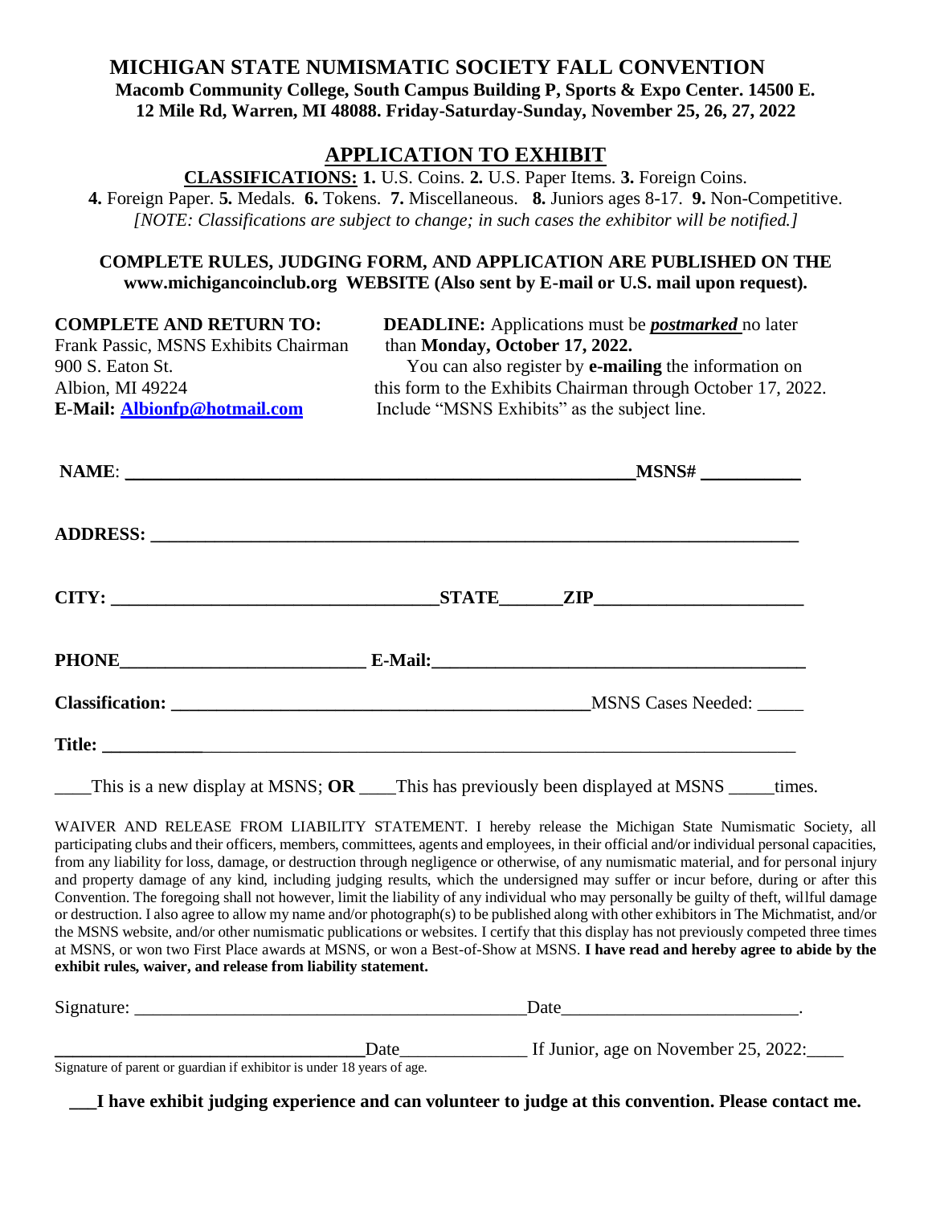# MICHIGAN STATE NUMISMATIC SOCIETY FALL CONVENTION

**Macomb Community College, South Campus Building P, Sports & Expo Center. 14500 E. 12 Mile Rd, Warren, MI 48088. Friday-Saturday-Sunday, November 25, 26, 27, 2022**

## APPLICATION TO EXHIBIT

**CLASSIFICATIONS:** **1.** U.S. Coins. **2.** U.S. Paper Items. **3.** Foreign Coins. **4.** Foreign Paper. **5.** Medals. **6.** Tokens. **7.** Miscellaneous. **8.** Juniors ages 8-17. **9.** Non-Competitive.

*[NOTE: Classifications are subject to change; in such cases the exhibitor will be notified.]*

**COMPLETE RULES, JUDGING FORM, AND APPLICATION ARE PUBLISHED ON THE www.michigancoinclub.org WEBSITE (Also sent by E-mail or U.S. mail upon request).**

**COMPLETE AND RETURN TO:**
Frank Passic, MSNS Exhibits Chairman
900 S. Eaton St.
Albion, MI 49224
**E-Mail: Albionfp@hotmail.com**

**DEADLINE:** Applications must be ***postmarked*** no later than **Monday, October 17, 2022.**
You can also register by **e-mailing** the information on this form to the Exhibits Chairman through October 17, 2022. Include "MSNS Exhibits" as the subject line.

**NAME**: ____________________________________________ **MSNS#** ___________

**ADDRESS:** ____________________________________________________________

**CITY:** ______________________________ **STATE**_______ **ZIP**______________________

**PHONE**___________________________ **E-Mail:**________________________________________

**Classification:** ____________________________________________ MSNS Cases Needed: _____

**Title:** ____________________________________________________________________

____This is a new display at MSNS; **OR** ____This has previously been displayed at MSNS _____times.

WAIVER AND RELEASE FROM LIABILITY STATEMENT. I hereby release the Michigan State Numismatic Society, all participating clubs and their officers, members, committees, agents and employees, in their official and/or individual personal capacities, from any liability for loss, damage, or destruction through negligence or otherwise, of any numismatic material, and for personal injury and property damage of any kind, including judging results, which the undersigned may suffer or incur before, during or after this Convention. The foregoing shall not however, limit the liability of any individual who may personally be guilty of theft, willful damage or destruction. I also agree to allow my name and/or photograph(s) to be published along with other exhibitors in The Michmatist, and/or the MSNS website, and/or other numismatic publications or websites. I certify that this display has not previously competed three times at MSNS, or won two First Place awards at MSNS, or won a Best-of-Show at MSNS. **I have read and hereby agree to abide by the exhibit rules, waiver, and release from liability statement.**

Signature: ___________________________________________ Date_________________________.

__________________________________ Date______________ If Junior, age on November 25, 2022:____

Signature of parent or guardian if exhibitor is under 18 years of age.

**___I have exhibit judging experience and can volunteer to judge at this convention. Please contact me.**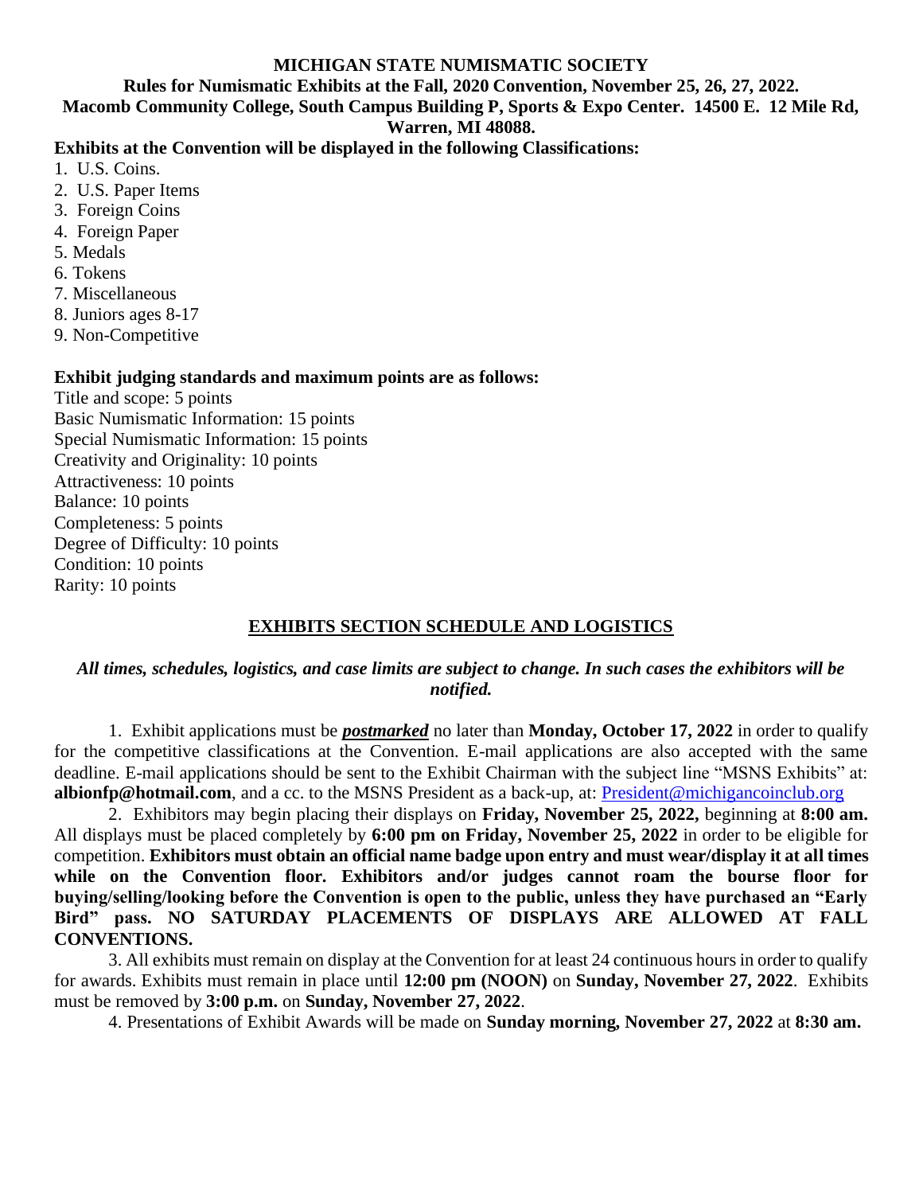**MICHIGAN STATE NUMISMATIC SOCIETY**

**Rules for Numismatic Exhibits at the Fall, 2020 Convention, November 25, 26, 27, 2022.**

**Macomb Community College, South Campus Building P, Sports & Expo Center. 14500 E. 12 Mile Rd, Warren, MI 48088.**

**Exhibits at the Convention will be displayed in the following Classifications:**

1. U.S. Coins.
2. U.S. Paper Items
3. Foreign Coins
4. Foreign Paper
5. Medals
6. Tokens
7. Miscellaneous
8. Juniors ages 8-17
9. Non-Competitive

**Exhibit judging standards and maximum points are as follows:**

Title and scope: 5 points
Basic Numismatic Information: 15 points
Special Numismatic Information: 15 points
Creativity and Originality: 10 points
Attractiveness: 10 points
Balance: 10 points
Completeness: 5 points
Degree of Difficulty: 10 points
Condition: 10 points
Rarity: 10 points

## EXHIBITS SECTION SCHEDULE AND LOGISTICS

***All times, schedules, logistics, and case limits are subject to change. In such cases the exhibitors will be notified.***

1. Exhibit applications must be ***postmarked*** no later than **Monday, October 17, 2022** in order to qualify for the competitive classifications at the Convention. E-mail applications are also accepted with the same deadline. E-mail applications should be sent to the Exhibit Chairman with the subject line "MSNS Exhibits" at: **albionfp@hotmail.com**, and a cc. to the MSNS President as a back-up, at: President@michigancoinclub.org

2. Exhibitors may begin placing their displays on **Friday, November 25, 2022,** beginning at **8:00 am.** All displays must be placed completely by **6:00 pm on Friday, November 25, 2022** in order to be eligible for competition. **Exhibitors must obtain an official name badge upon entry and must wear/display it at all times while on the Convention floor. Exhibitors and/or judges cannot roam the bourse floor for buying/selling/looking before the Convention is open to the public, unless they have purchased an "Early Bird" pass. NO SATURDAY PLACEMENTS OF DISPLAYS ARE ALLOWED AT FALL CONVENTIONS.**

3. All exhibits must remain on display at the Convention for at least 24 continuous hours in order to qualify for awards. Exhibits must remain in place until **12:00 pm (NOON)** on **Sunday, November 27, 2022**. Exhibits must be removed by **3:00 p.m.** on **Sunday, November 27, 2022**.

4. Presentations of Exhibit Awards will be made on **Sunday morning, November 27, 2022** at **8:30 am.**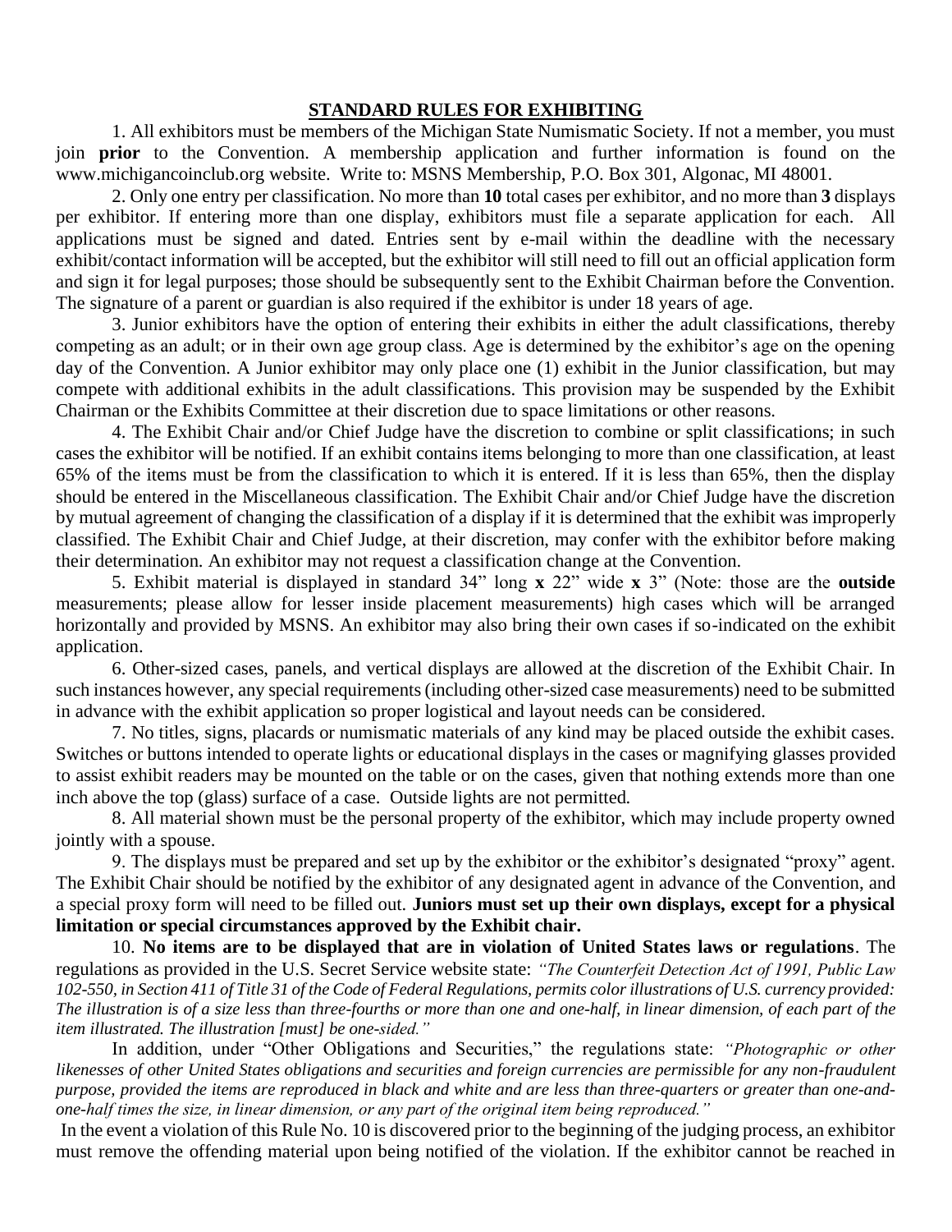## STANDARD RULES FOR EXHIBITING

1. All exhibitors must be members of the Michigan State Numismatic Society. If not a member, you must join **prior** to the Convention. A membership application and further information is found on the www.michigancoinclub.org website. Write to: MSNS Membership, P.O. Box 301, Algonac, MI 48001.

2. Only one entry per classification. No more than **10** total cases per exhibitor, and no more than **3** displays per exhibitor. If entering more than one display, exhibitors must file a separate application for each. All applications must be signed and dated. Entries sent by e-mail within the deadline with the necessary exhibit/contact information will be accepted, but the exhibitor will still need to fill out an official application form and sign it for legal purposes; those should be subsequently sent to the Exhibit Chairman before the Convention. The signature of a parent or guardian is also required if the exhibitor is under 18 years of age.

3. Junior exhibitors have the option of entering their exhibits in either the adult classifications, thereby competing as an adult; or in their own age group class. Age is determined by the exhibitor's age on the opening day of the Convention. A Junior exhibitor may only place one (1) exhibit in the Junior classification, but may compete with additional exhibits in the adult classifications. This provision may be suspended by the Exhibit Chairman or the Exhibits Committee at their discretion due to space limitations or other reasons.

4. The Exhibit Chair and/or Chief Judge have the discretion to combine or split classifications; in such cases the exhibitor will be notified. If an exhibit contains items belonging to more than one classification, at least 65% of the items must be from the classification to which it is entered. If it is less than 65%, then the display should be entered in the Miscellaneous classification. The Exhibit Chair and/or Chief Judge have the discretion by mutual agreement of changing the classification of a display if it is determined that the exhibit was improperly classified. The Exhibit Chair and Chief Judge, at their discretion, may confer with the exhibitor before making their determination. An exhibitor may not request a classification change at the Convention.

5. Exhibit material is displayed in standard 34" long **x** 22" wide **x** 3" (Note: those are the **outside** measurements; please allow for lesser inside placement measurements) high cases which will be arranged horizontally and provided by MSNS. An exhibitor may also bring their own cases if so-indicated on the exhibit application.

6. Other-sized cases, panels, and vertical displays are allowed at the discretion of the Exhibit Chair. In such instances however, any special requirements (including other-sized case measurements) need to be submitted in advance with the exhibit application so proper logistical and layout needs can be considered.

7. No titles, signs, placards or numismatic materials of any kind may be placed outside the exhibit cases. Switches or buttons intended to operate lights or educational displays in the cases or magnifying glasses provided to assist exhibit readers may be mounted on the table or on the cases, given that nothing extends more than one inch above the top (glass) surface of a case. Outside lights are not permitted.

8. All material shown must be the personal property of the exhibitor, which may include property owned jointly with a spouse.

9. The displays must be prepared and set up by the exhibitor or the exhibitor's designated "proxy" agent. The Exhibit Chair should be notified by the exhibitor of any designated agent in advance of the Convention, and a special proxy form will need to be filled out. **Juniors must set up their own displays, except for a physical limitation or special circumstances approved by the Exhibit chair.**

10. **No items are to be displayed that are in violation of United States laws or regulations**. The regulations as provided in the U.S. Secret Service website state: *"The Counterfeit Detection Act of 1991, Public Law 102-550, in Section 411 of Title 31 of the Code of Federal Regulations, permits color illustrations of U.S. currency provided: The illustration is of a size less than three-fourths or more than one and one-half, in linear dimension, of each part of the item illustrated. The illustration [must] be one-sided."*

In addition, under "Other Obligations and Securities," the regulations state: *"Photographic or other likenesses of other United States obligations and securities and foreign currencies are permissible for any non-fraudulent purpose, provided the items are reproduced in black and white and are less than three-quarters or greater than one-and-one-half times the size, in linear dimension, or any part of the original item being reproduced."*

In the event a violation of this Rule No. 10 is discovered prior to the beginning of the judging process, an exhibitor must remove the offending material upon being notified of the violation. If the exhibitor cannot be reached in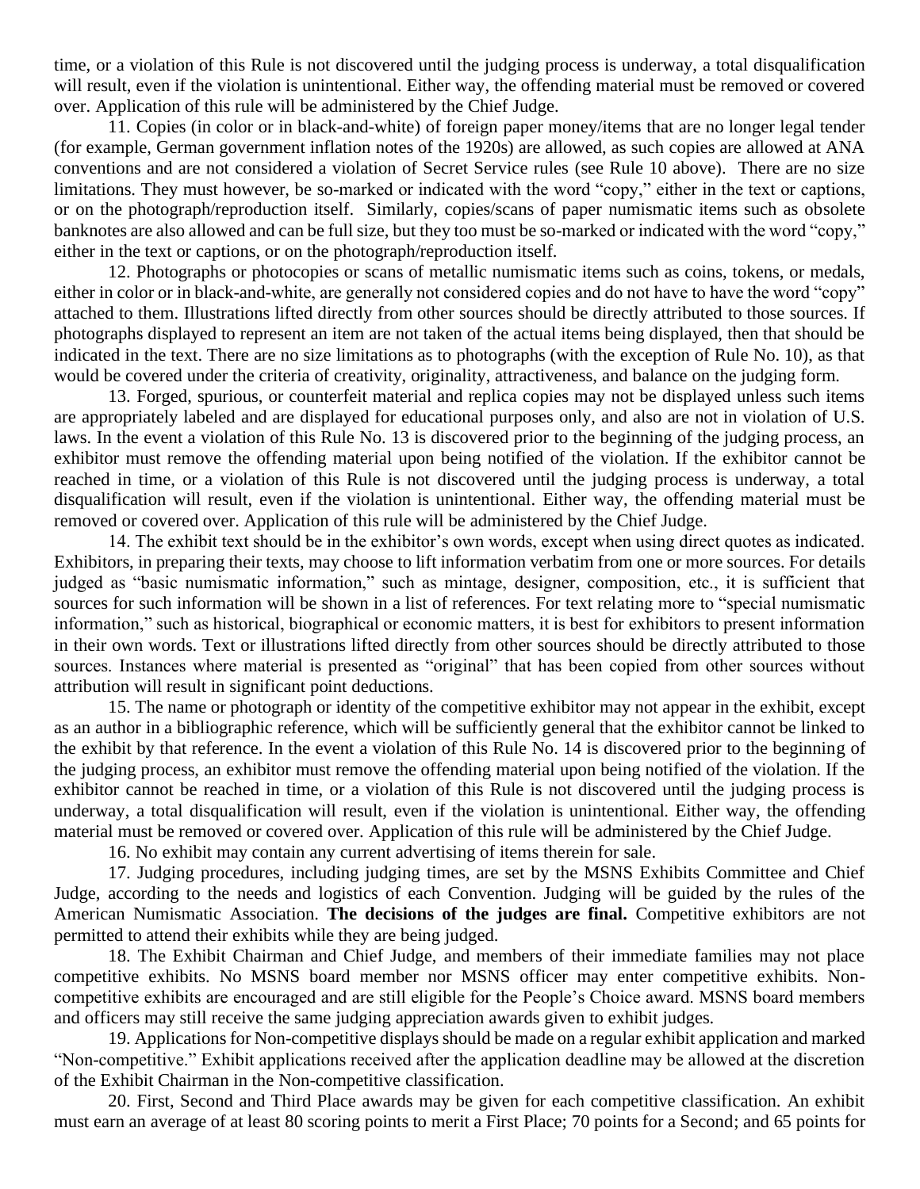time, or a violation of this Rule is not discovered until the judging process is underway, a total disqualification will result, even if the violation is unintentional. Either way, the offending material must be removed or covered over. Application of this rule will be administered by the Chief Judge.

11. Copies (in color or in black-and-white) of foreign paper money/items that are no longer legal tender (for example, German government inflation notes of the 1920s) are allowed, as such copies are allowed at ANA conventions and are not considered a violation of Secret Service rules (see Rule 10 above). There are no size limitations. They must however, be so-marked or indicated with the word "copy," either in the text or captions, or on the photograph/reproduction itself. Similarly, copies/scans of paper numismatic items such as obsolete banknotes are also allowed and can be full size, but they too must be so-marked or indicated with the word "copy," either in the text or captions, or on the photograph/reproduction itself.

12. Photographs or photocopies or scans of metallic numismatic items such as coins, tokens, or medals, either in color or in black-and-white, are generally not considered copies and do not have to have the word "copy" attached to them. Illustrations lifted directly from other sources should be directly attributed to those sources. If photographs displayed to represent an item are not taken of the actual items being displayed, then that should be indicated in the text. There are no size limitations as to photographs (with the exception of Rule No. 10), as that would be covered under the criteria of creativity, originality, attractiveness, and balance on the judging form.

13. Forged, spurious, or counterfeit material and replica copies may not be displayed unless such items are appropriately labeled and are displayed for educational purposes only, and also are not in violation of U.S. laws. In the event a violation of this Rule No. 13 is discovered prior to the beginning of the judging process, an exhibitor must remove the offending material upon being notified of the violation. If the exhibitor cannot be reached in time, or a violation of this Rule is not discovered until the judging process is underway, a total disqualification will result, even if the violation is unintentional. Either way, the offending material must be removed or covered over. Application of this rule will be administered by the Chief Judge.

14. The exhibit text should be in the exhibitor's own words, except when using direct quotes as indicated. Exhibitors, in preparing their texts, may choose to lift information verbatim from one or more sources. For details judged as "basic numismatic information," such as mintage, designer, composition, etc., it is sufficient that sources for such information will be shown in a list of references. For text relating more to "special numismatic information," such as historical, biographical or economic matters, it is best for exhibitors to present information in their own words. Text or illustrations lifted directly from other sources should be directly attributed to those sources. Instances where material is presented as "original" that has been copied from other sources without attribution will result in significant point deductions.

15. The name or photograph or identity of the competitive exhibitor may not appear in the exhibit, except as an author in a bibliographic reference, which will be sufficiently general that the exhibitor cannot be linked to the exhibit by that reference. In the event a violation of this Rule No. 14 is discovered prior to the beginning of the judging process, an exhibitor must remove the offending material upon being notified of the violation. If the exhibitor cannot be reached in time, or a violation of this Rule is not discovered until the judging process is underway, a total disqualification will result, even if the violation is unintentional. Either way, the offending material must be removed or covered over. Application of this rule will be administered by the Chief Judge.

16. No exhibit may contain any current advertising of items therein for sale.

17. Judging procedures, including judging times, are set by the MSNS Exhibits Committee and Chief Judge, according to the needs and logistics of each Convention. Judging will be guided by the rules of the American Numismatic Association. **The decisions of the judges are final.** Competitive exhibitors are not permitted to attend their exhibits while they are being judged.

18. The Exhibit Chairman and Chief Judge, and members of their immediate families may not place competitive exhibits. No MSNS board member nor MSNS officer may enter competitive exhibits. Non-competitive exhibits are encouraged and are still eligible for the People's Choice award. MSNS board members and officers may still receive the same judging appreciation awards given to exhibit judges.

19. Applications for Non-competitive displays should be made on a regular exhibit application and marked "Non-competitive." Exhibit applications received after the application deadline may be allowed at the discretion of the Exhibit Chairman in the Non-competitive classification.

20. First, Second and Third Place awards may be given for each competitive classification. An exhibit must earn an average of at least 80 scoring points to merit a First Place; 70 points for a Second; and 65 points for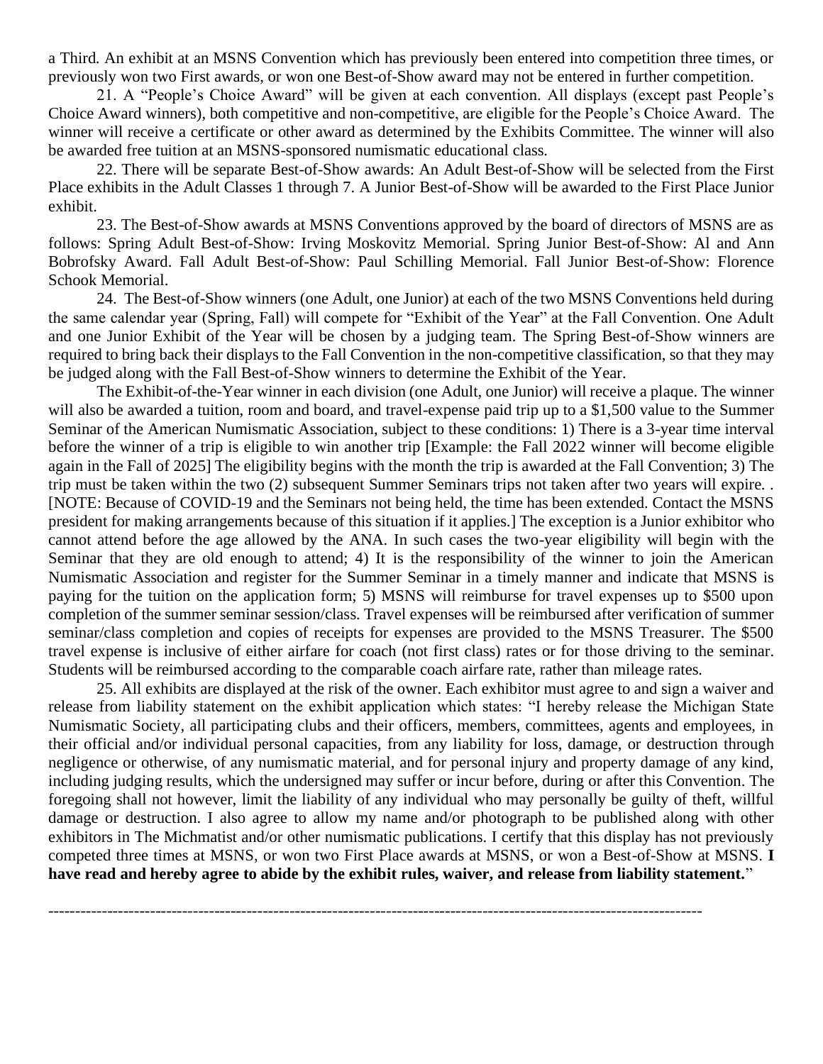a Third. An exhibit at an MSNS Convention which has previously been entered into competition three times, or previously won two First awards, or won one Best-of-Show award may not be entered in further competition.

21. A "People's Choice Award" will be given at each convention. All displays (except past People's Choice Award winners), both competitive and non-competitive, are eligible for the People's Choice Award. The winner will receive a certificate or other award as determined by the Exhibits Committee. The winner will also be awarded free tuition at an MSNS-sponsored numismatic educational class.

22. There will be separate Best-of-Show awards: An Adult Best-of-Show will be selected from the First Place exhibits in the Adult Classes 1 through 7. A Junior Best-of-Show will be awarded to the First Place Junior exhibit.

23. The Best-of-Show awards at MSNS Conventions approved by the board of directors of MSNS are as follows: Spring Adult Best-of-Show: Irving Moskovitz Memorial. Spring Junior Best-of-Show: Al and Ann Bobrofsky Award. Fall Adult Best-of-Show: Paul Schilling Memorial. Fall Junior Best-of-Show: Florence Schook Memorial.

24. The Best-of-Show winners (one Adult, one Junior) at each of the two MSNS Conventions held during the same calendar year (Spring, Fall) will compete for "Exhibit of the Year" at the Fall Convention. One Adult and one Junior Exhibit of the Year will be chosen by a judging team. The Spring Best-of-Show winners are required to bring back their displays to the Fall Convention in the non-competitive classification, so that they may be judged along with the Fall Best-of-Show winners to determine the Exhibit of the Year.

The Exhibit-of-the-Year winner in each division (one Adult, one Junior) will receive a plaque. The winner will also be awarded a tuition, room and board, and travel-expense paid trip up to a $1,500 value to the Summer Seminar of the American Numismatic Association, subject to these conditions: 1) There is a 3-year time interval before the winner of a trip is eligible to win another trip [Example: the Fall 2022 winner will become eligible again in the Fall of 2025] The eligibility begins with the month the trip is awarded at the Fall Convention; 3) The trip must be taken within the two (2) subsequent Summer Seminars trips not taken after two years will expire. . [NOTE: Because of COVID-19 and the Seminars not being held, the time has been extended. Contact the MSNS president for making arrangements because of this situation if it applies.] The exception is a Junior exhibitor who cannot attend before the age allowed by the ANA. In such cases the two-year eligibility will begin with the Seminar that they are old enough to attend; 4) It is the responsibility of the winner to join the American Numismatic Association and register for the Summer Seminar in a timely manner and indicate that MSNS is paying for the tuition on the application form; 5) MSNS will reimburse for travel expenses up to $500 upon completion of the summer seminar session/class. Travel expenses will be reimbursed after verification of summer seminar/class completion and copies of receipts for expenses are provided to the MSNS Treasurer. The $500 travel expense is inclusive of either airfare for coach (not first class) rates or for those driving to the seminar. Students will be reimbursed according to the comparable coach airfare rate, rather than mileage rates.

25. All exhibits are displayed at the risk of the owner. Each exhibitor must agree to and sign a waiver and release from liability statement on the exhibit application which states: "I hereby release the Michigan State Numismatic Society, all participating clubs and their officers, members, committees, agents and employees, in their official and/or individual personal capacities, from any liability for loss, damage, or destruction through negligence or otherwise, of any numismatic material, and for personal injury and property damage of any kind, including judging results, which the undersigned may suffer or incur before, during or after this Convention. The foregoing shall not however, limit the liability of any individual who may personally be guilty of theft, willful damage or destruction. I also agree to allow my name and/or photograph to be published along with other exhibitors in The Michmatist and/or other numismatic publications. I certify that this display has not previously competed three times at MSNS, or won two First Place awards at MSNS, or won a Best-of-Show at MSNS. **I have read and hereby agree to abide by the exhibit rules, waiver, and release from liability statement.**"

---